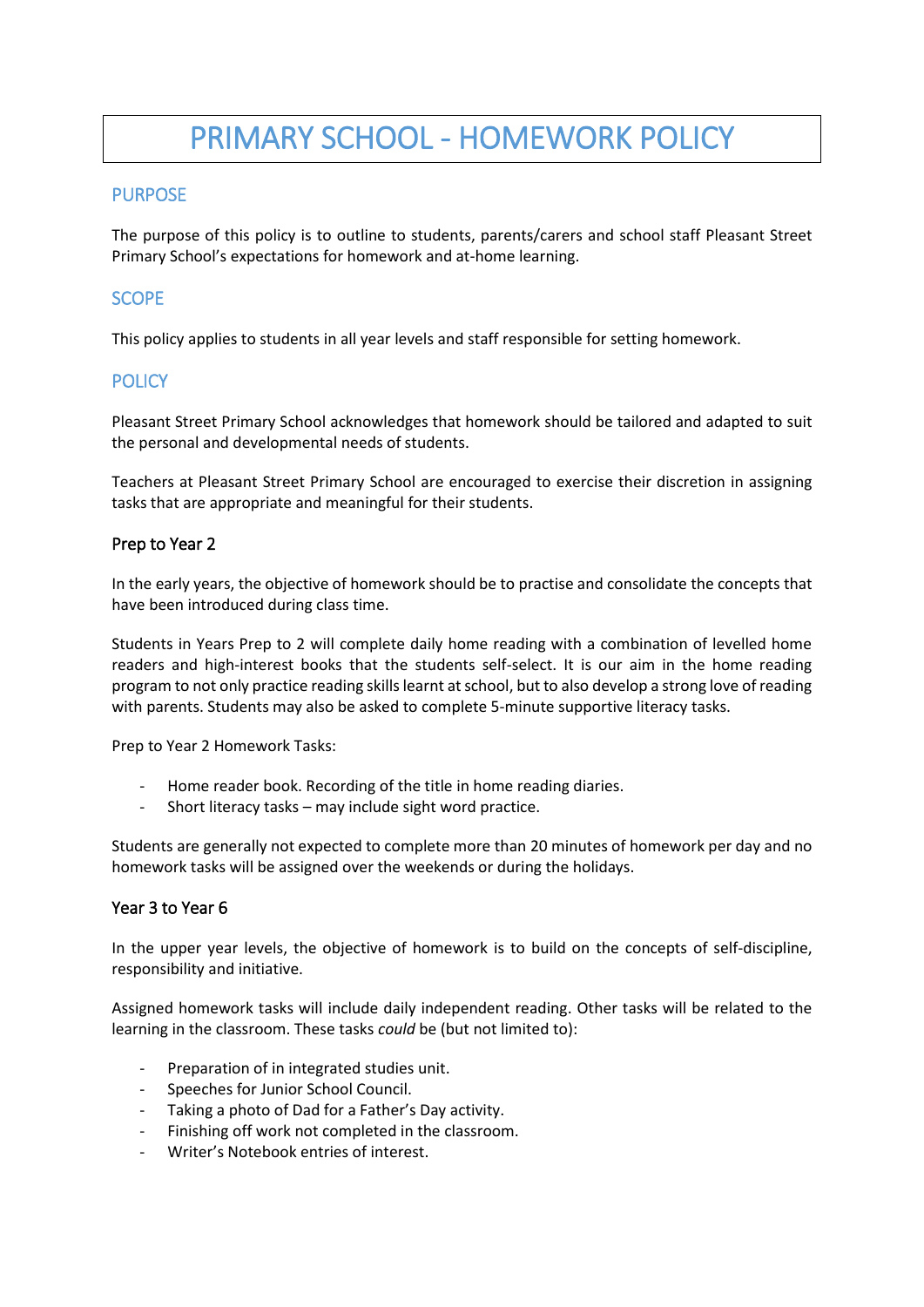# PRIMARY SCHOOL - HOMEWORK POLICY

## PURPOSE

The purpose of this policy is to outline to students, parents/carers and school staff Pleasant Street Primary School's expectations for homework and at-home learning.

## SCOPE

This policy applies to students in all year levels and staff responsible for setting homework.

## POLICY

Pleasant Street Primary School acknowledges that homework should be tailored and adapted to suit the personal and developmental needs of students.

Teachers at Pleasant Street Primary School are encouraged to exercise their discretion in assigning tasks that are appropriate and meaningful for their students.

### Prep to Year 2

In the early years, the objective of homework should be to practise and consolidate the concepts that have been introduced during class time.

Students in Years Prep to 2 will complete daily home reading with a combination of levelled home readers and high-interest books that the students self-select. It is our aim in the home reading program to not only practice reading skills learnt at school, but to also develop a strong love of reading with parents. Students may also be asked to complete 5-minute supportive literacy tasks.

Prep to Year 2 Homework Tasks:

- Home reader book. Recording of the title in home reading diaries.
- Short literacy tasks – may include sight word practice.

Students are generally not expected to complete more than 20 minutes of homework per day and no homework tasks will be assigned over the weekends or during the holidays.

### Year 3 to Year 6

In the upper year levels, the objective of homework is to build on the concepts of self-discipline, responsibility and initiative.

Assigned homework tasks will include daily independent reading. Other tasks will be related to the learning in the classroom. These tasks *could* be (but not limited to):

- Preparation of in integrated studies unit.
- Speeches for Junior School Council.
- Taking a photo of Dad for a Father's Day activity.
- Finishing off work not completed in the classroom.
- Writer's Notebook entries of interest.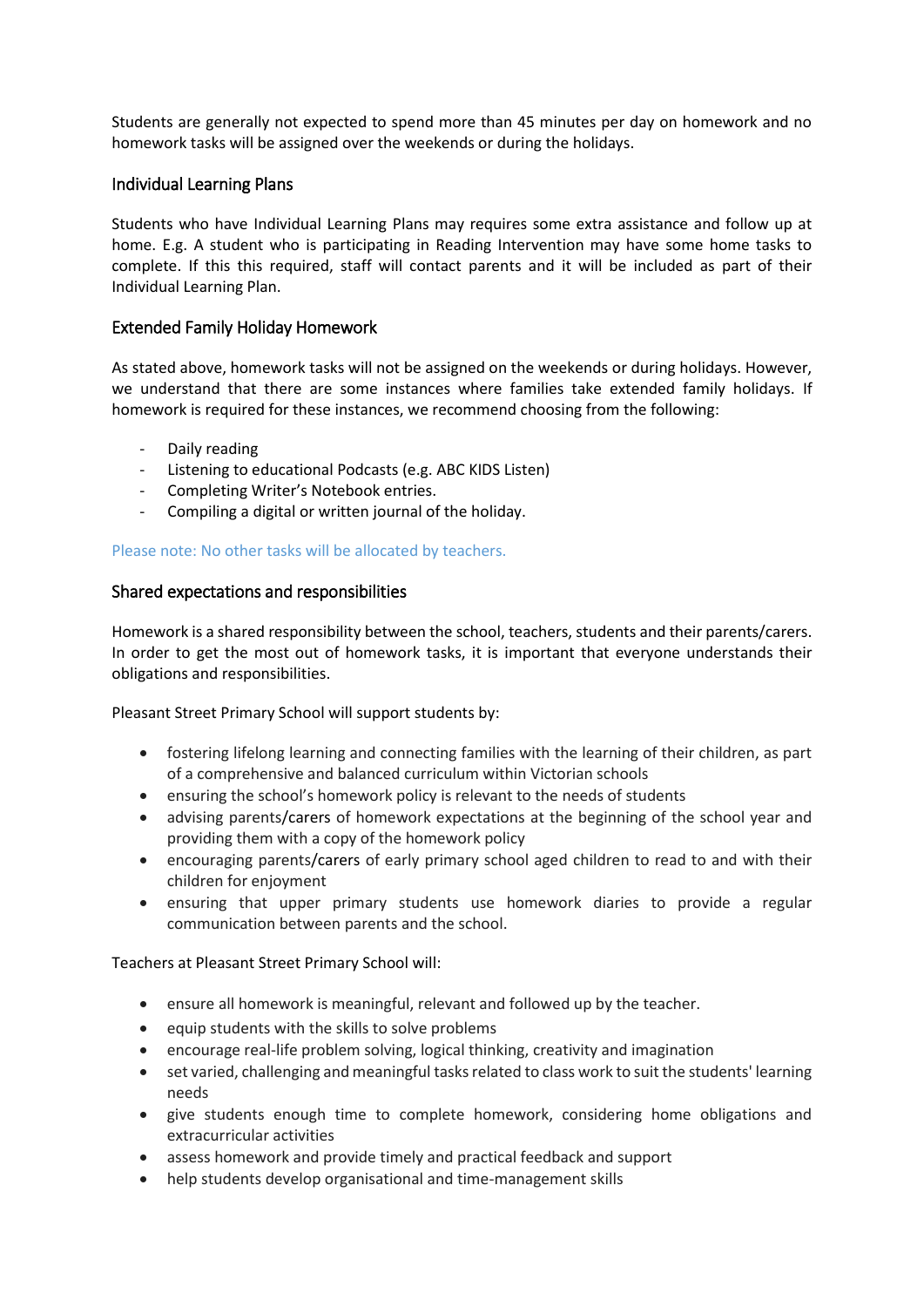Students are generally not expected to spend more than 45 minutes per day on homework and no homework tasks will be assigned over the weekends or during the holidays.

## Individual Learning Plans

Students who have Individual Learning Plans may requires some extra assistance and follow up at home. E.g. A student who is participating in Reading Intervention may have some home tasks to complete. If this this required, staff will contact parents and it will be included as part of their Individual Learning Plan.

## Extended Family Holiday Homework

As stated above, homework tasks will not be assigned on the weekends or during holidays. However, we understand that there are some instances where families take extended family holidays. If homework is required for these instances, we recommend choosing from the following:

- Daily reading
- Listening to educational Podcasts (e.g. ABC KIDS Listen)
- Completing Writer's Notebook entries.
- Compiling a digital or written journal of the holiday.

Please note: No other tasks will be allocated by teachers.

## Shared expectations and responsibilities

Homework is a shared responsibility between the school, teachers, students and their parents/carers. In order to get the most out of homework tasks, it is important that everyone understands their obligations and responsibilities.

Pleasant Street Primary School will support students by:

- fostering lifelong learning and connecting families with the learning of their children, as part of a comprehensive and balanced curriculum within Victorian schools
- ensuring the school's homework policy is relevant to the needs of students
- advising parents/carers of homework expectations at the beginning of the school year and providing them with a copy of the homework policy
- encouraging parents/carers of early primary school aged children to read to and with their children for enjoyment
- ensuring that upper primary students use homework diaries to provide a regular communication between parents and the school.

Teachers at Pleasant Street Primary School will:

- ensure all homework is meaningful, relevant and followed up by the teacher.
- equip students with the skills to solve problems
- encourage real-life problem solving, logical thinking, creativity and imagination
- set varied, challenging and meaningful tasks related to class work to suit the students' learning needs
- give students enough time to complete homework, considering home obligations and extracurricular activities
- assess homework and provide timely and practical feedback and support
- help students develop organisational and time-management skills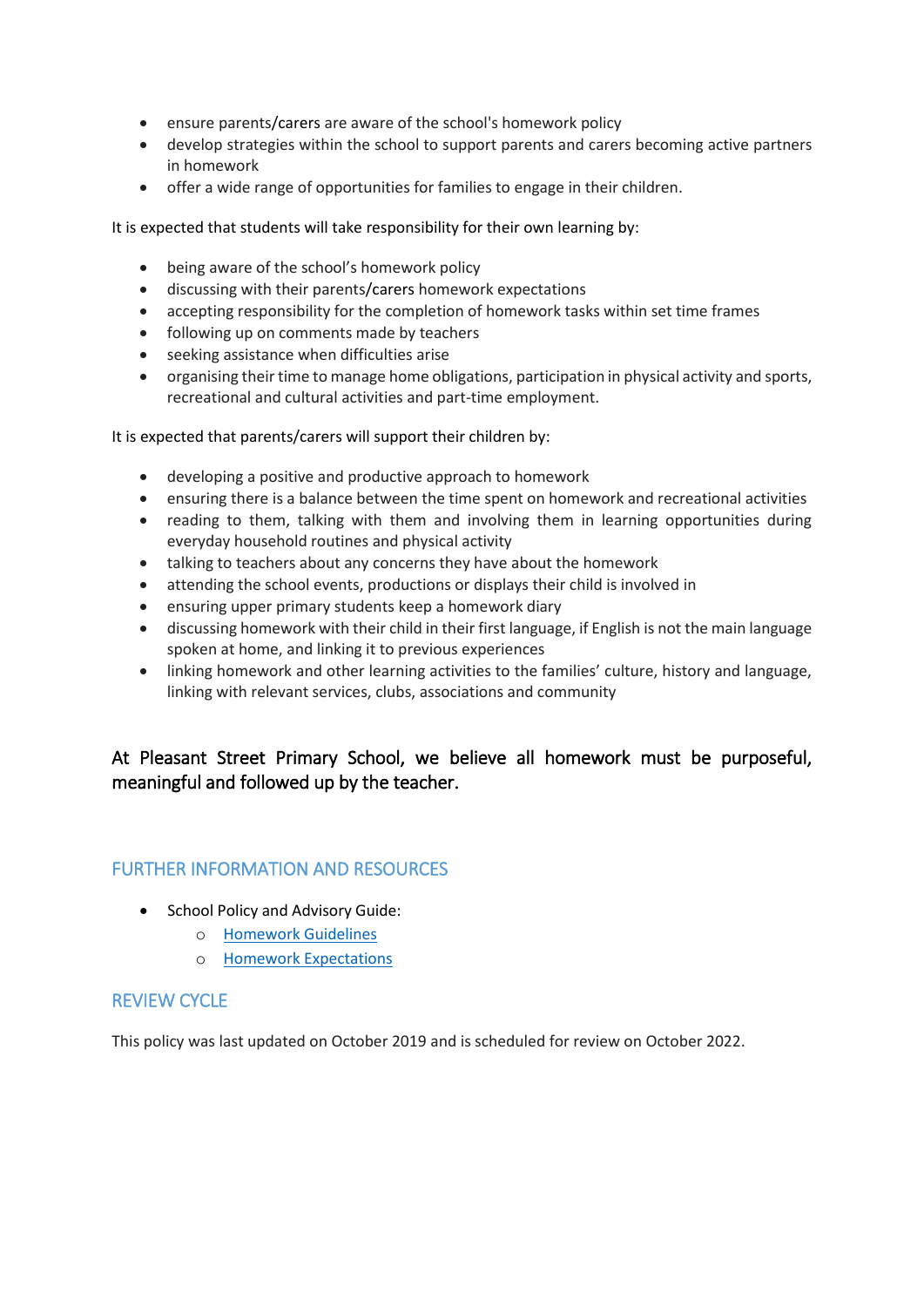- ensure parents/carers are aware of the school's homework policy
- develop strategies within the school to support parents and carers becoming active partners in homework
- offer a wide range of opportunities for families to engage in their children.

It is expected that students will take responsibility for their own learning by:

- being aware of the school's homework policy
- discussing with their parents/carers homework expectations
- accepting responsibility for the completion of homework tasks within set time frames
- following up on comments made by teachers
- seeking assistance when difficulties arise
- organising their time to manage home obligations, participation in physical activity and sports, recreational and cultural activities and part-time employment.

It is expected that parents/carers will support their children by:

- developing a positive and productive approach to homework
- ensuring there is a balance between the time spent on homework and recreational activities
- reading to them, talking with them and involving them in learning opportunities during everyday household routines and physical activity
- talking to teachers about any concerns they have about the homework
- attending the school events, productions or displays their child is involved in
- ensuring upper primary students keep a homework diary
- discussing homework with their child in their first language, if English is not the main language spoken at home, and linking it to previous experiences
- linking homework and other learning activities to the families' culture, history and language, linking with relevant services, clubs, associations and community

At Pleasant Street Primary School, we believe all homework must be purposeful, meaningful and followed up by the teacher.

## FURTHER INFORMATION AND RESOURCES

- School Policy and Advisory Guide:
  - Homework Guidelines
  - Homework Expectations

## REVIEW CYCLE

This policy was last updated on October 2019 and is scheduled for review on October 2022.